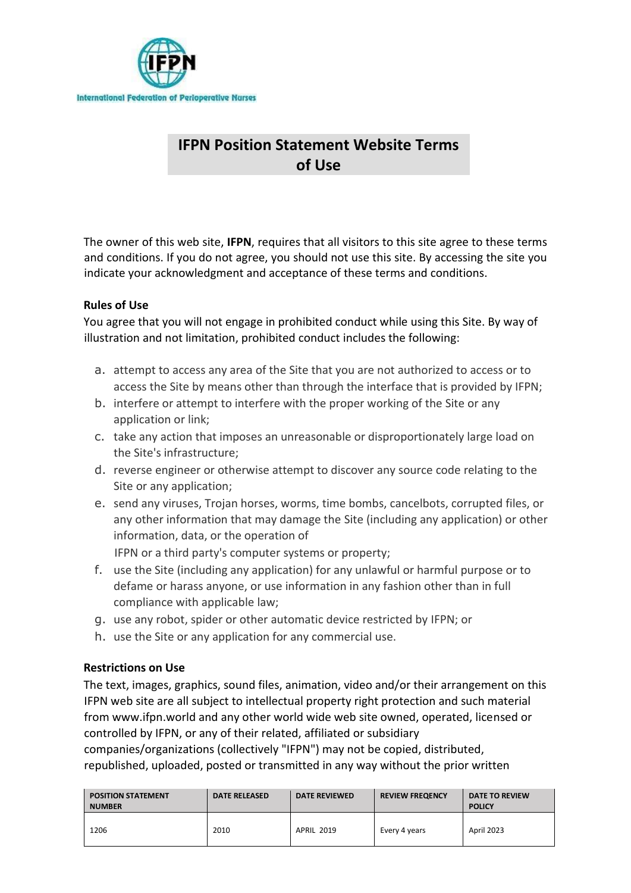International Federation of Perioperative Nurses

# IFPN Position Statement Website Terms of Use

The owner of this web site, **IFPN**, requires that all visitors to this site agree to these terms and conditions. If you do not agree, you should not use this site. By accessing the site you indicate your acknowledgment and acceptance of these terms and conditions.

**Rules of Use**

You agree that you will not engage in prohibited conduct while using this Site. By way of illustration and not limitation, prohibited conduct includes the following:

a. attempt to access any area of the Site that you are not authorized to access or to access the Site by means other than through the interface that is provided by IFPN;
b. interfere or attempt to interfere with the proper working of the Site or any application or link;
c. take any action that imposes an unreasonable or disproportionately large load on the Site's infrastructure;
d. reverse engineer or otherwise attempt to discover any source code relating to the Site or any application;
e. send any viruses, Trojan horses, worms, time bombs, cancelbots, corrupted files, or any other information that may damage the Site (including any application) or other information, data, or the operation of IFPN or a third party's computer systems or property;
f. use the Site (including any application) for any unlawful or harmful purpose or to defame or harass anyone, or use information in any fashion other than in full compliance with applicable law;
g. use any robot, spider or other automatic device restricted by IFPN; or
h. use the Site or any application for any commercial use.

**Restrictions on Use**

The text, images, graphics, sound files, animation, video and/or their arrangement on this IFPN web site are all subject to intellectual property right protection and such material from www.ifpn.world and any other world wide web site owned, operated, licensed or controlled by IFPN, or any of their related, affiliated or subsidiary companies/organizations (collectively "IFPN") may not be copied, distributed, republished, uploaded, posted or transmitted in any way without the prior written

| POSITION STATEMENT NUMBER | DATE RELEASED | DATE REVIEWED | REVIEW FREQENCY | DATE TO REVIEW POLICY |
|---|---|---|---|---|
| 1206 | 2010 | APRIL 2019 | Every 4 years | April 2023 |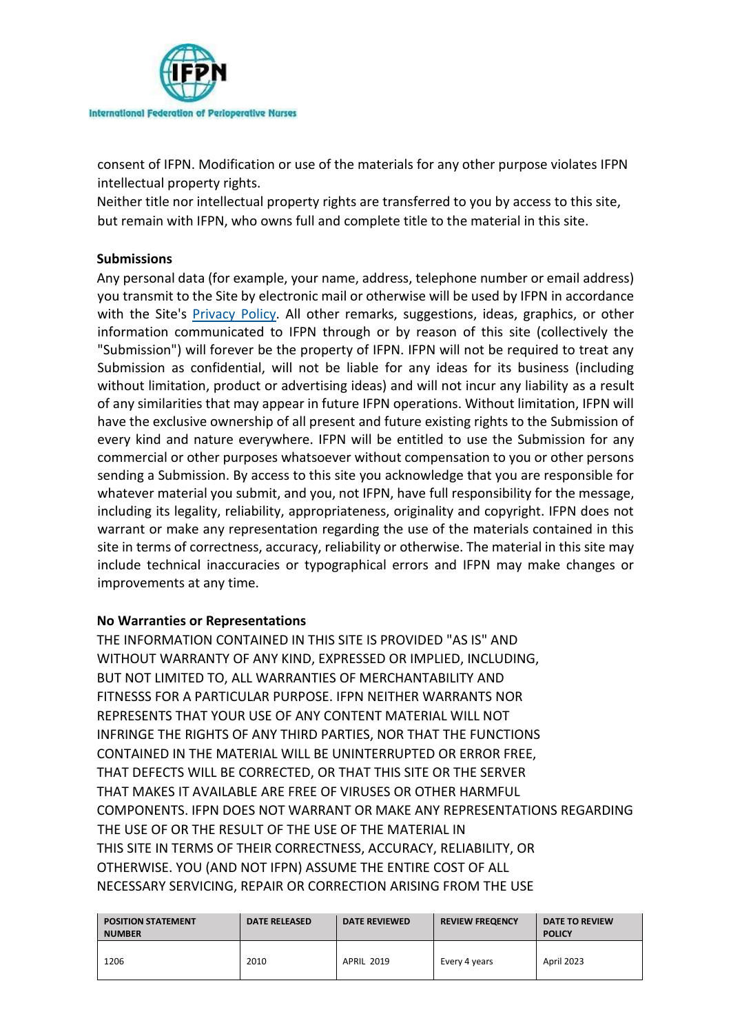consent of IFPN. Modification or use of the materials for any other purpose violates IFPN intellectual property rights.

Neither title nor intellectual property rights are transferred to you by access to this site, but remain with IFPN, who owns full and complete title to the material in this site.

**Submissions**

Any personal data (for example, your name, address, telephone number or email address) you transmit to the Site by electronic mail or otherwise will be used by IFPN in accordance with the Site's Privacy Policy. All other remarks, suggestions, ideas, graphics, or other information communicated to IFPN through or by reason of this site (collectively the "Submission") will forever be the property of IFPN. IFPN will not be required to treat any Submission as confidential, will not be liable for any ideas for its business (including without limitation, product or advertising ideas) and will not incur any liability as a result of any similarities that may appear in future IFPN operations. Without limitation, IFPN will have the exclusive ownership of all present and future existing rights to the Submission of every kind and nature everywhere. IFPN will be entitled to use the Submission for any commercial or other purposes whatsoever without compensation to you or other persons sending a Submission. By access to this site you acknowledge that you are responsible for whatever material you submit, and you, not IFPN, have full responsibility for the message, including its legality, reliability, appropriateness, originality and copyright. IFPN does not warrant or make any representation regarding the use of the materials contained in this site in terms of correctness, accuracy, reliability or otherwise. The material in this site may include technical inaccuracies or typographical errors and IFPN may make changes or improvements at any time.

**No Warranties or Representations**

THE INFORMATION CONTAINED IN THIS SITE IS PROVIDED "AS IS" AND WITHOUT WARRANTY OF ANY KIND, EXPRESSED OR IMPLIED, INCLUDING, BUT NOT LIMITED TO, ALL WARRANTIES OF MERCHANTABILITY AND FITNESSS FOR A PARTICULAR PURPOSE. IFPN NEITHER WARRANTS NOR REPRESENTS THAT YOUR USE OF ANY CONTENT MATERIAL WILL NOT INFRINGE THE RIGHTS OF ANY THIRD PARTIES, NOR THAT THE FUNCTIONS CONTAINED IN THE MATERIAL WILL BE UNINTERRUPTED OR ERROR FREE, THAT DEFECTS WILL BE CORRECTED, OR THAT THIS SITE OR THE SERVER THAT MAKES IT AVAILABLE ARE FREE OF VIRUSES OR OTHER HARMFUL COMPONENTS. IFPN DOES NOT WARRANT OR MAKE ANY REPRESENTATIONS REGARDING THE USE OF OR THE RESULT OF THE USE OF THE MATERIAL IN THIS SITE IN TERMS OF THEIR CORRECTNESS, ACCURACY, RELIABILITY, OR OTHERWISE. YOU (AND NOT IFPN) ASSUME THE ENTIRE COST OF ALL NECESSARY SERVICING, REPAIR OR CORRECTION ARISING FROM THE USE

| POSITION STATEMENT NUMBER | DATE RELEASED | DATE REVIEWED | REVIEW FREQENCY | DATE TO REVIEW POLICY |
|---|---|---|---|---|
| 1206 | 2010 | APRIL 2019 | Every 4 years | April 2023 |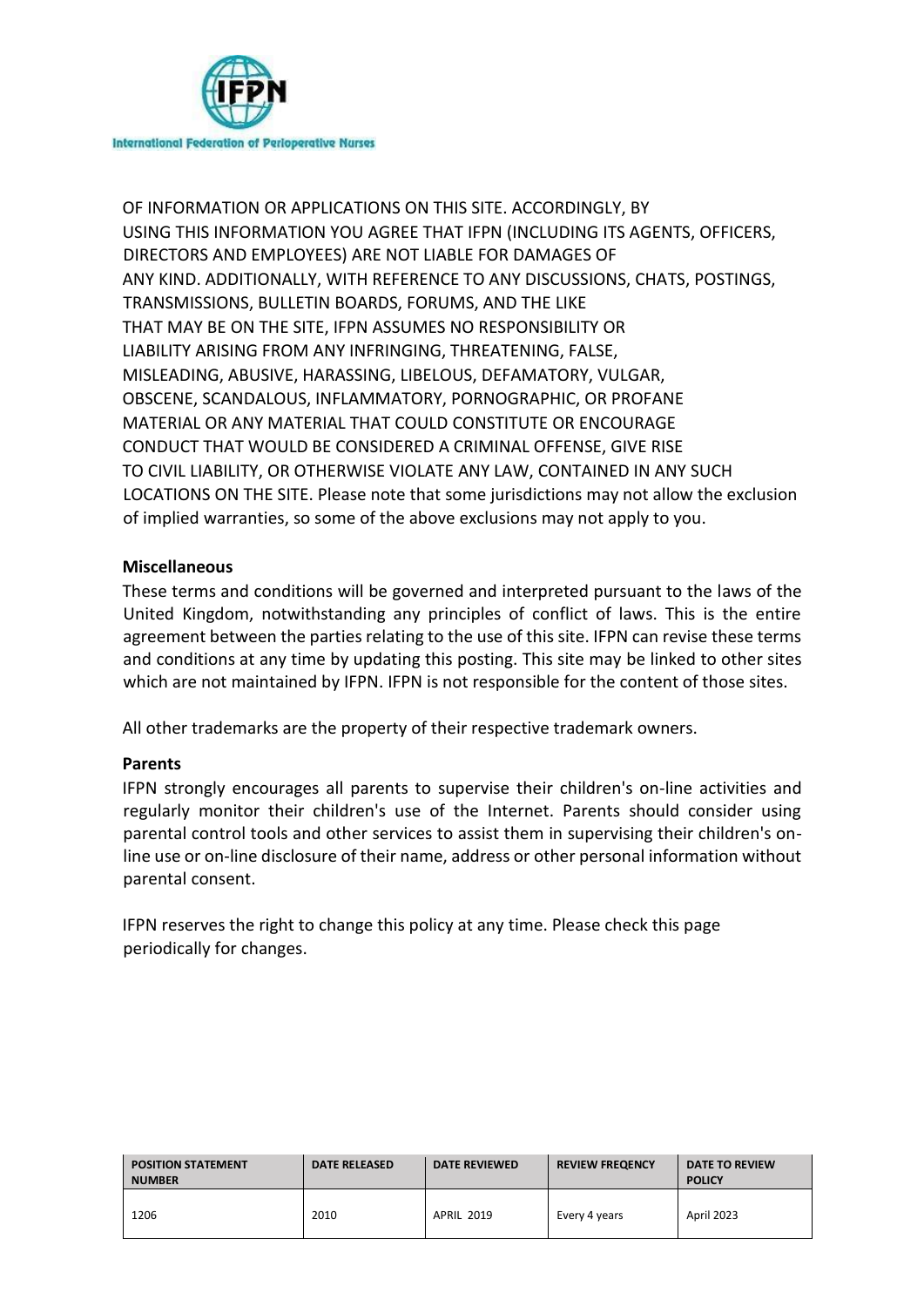OF INFORMATION OR APPLICATIONS ON THIS SITE. ACCORDINGLY, BY USING THIS INFORMATION YOU AGREE THAT IFPN (INCLUDING ITS AGENTS, OFFICERS, DIRECTORS AND EMPLOYEES) ARE NOT LIABLE FOR DAMAGES OF ANY KIND. ADDITIONALLY, WITH REFERENCE TO ANY DISCUSSIONS, CHATS, POSTINGS, TRANSMISSIONS, BULLETIN BOARDS, FORUMS, AND THE LIKE THAT MAY BE ON THE SITE, IFPN ASSUMES NO RESPONSIBILITY OR LIABILITY ARISING FROM ANY INFRINGING, THREATENING, FALSE, MISLEADING, ABUSIVE, HARASSING, LIBELOUS, DEFAMATORY, VULGAR, OBSCENE, SCANDALOUS, INFLAMMATORY, PORNOGRAPHIC, OR PROFANE MATERIAL OR ANY MATERIAL THAT COULD CONSTITUTE OR ENCOURAGE CONDUCT THAT WOULD BE CONSIDERED A CRIMINAL OFFENSE, GIVE RISE TO CIVIL LIABILITY, OR OTHERWISE VIOLATE ANY LAW, CONTAINED IN ANY SUCH LOCATIONS ON THE SITE. Please note that some jurisdictions may not allow the exclusion of implied warranties, so some of the above exclusions may not apply to you.

**Miscellaneous**

These terms and conditions will be governed and interpreted pursuant to the laws of the United Kingdom, notwithstanding any principles of conflict of laws. This is the entire agreement between the parties relating to the use of this site. IFPN can revise these terms and conditions at any time by updating this posting. This site may be linked to other sites which are not maintained by IFPN. IFPN is not responsible for the content of those sites.

All other trademarks are the property of their respective trademark owners.

**Parents**

IFPN strongly encourages all parents to supervise their children's on-line activities and regularly monitor their children's use of the Internet. Parents should consider using parental control tools and other services to assist them in supervising their children's on-line use or on-line disclosure of their name, address or other personal information without parental consent.

IFPN reserves the right to change this policy at any time. Please check this page periodically for changes.

| POSITION STATEMENT NUMBER | DATE RELEASED | DATE REVIEWED | REVIEW FREQENCY | DATE TO REVIEW POLICY |
|---|---|---|---|---|
| 1206 | 2010 | APRIL 2019 | Every 4 years | April 2023 |